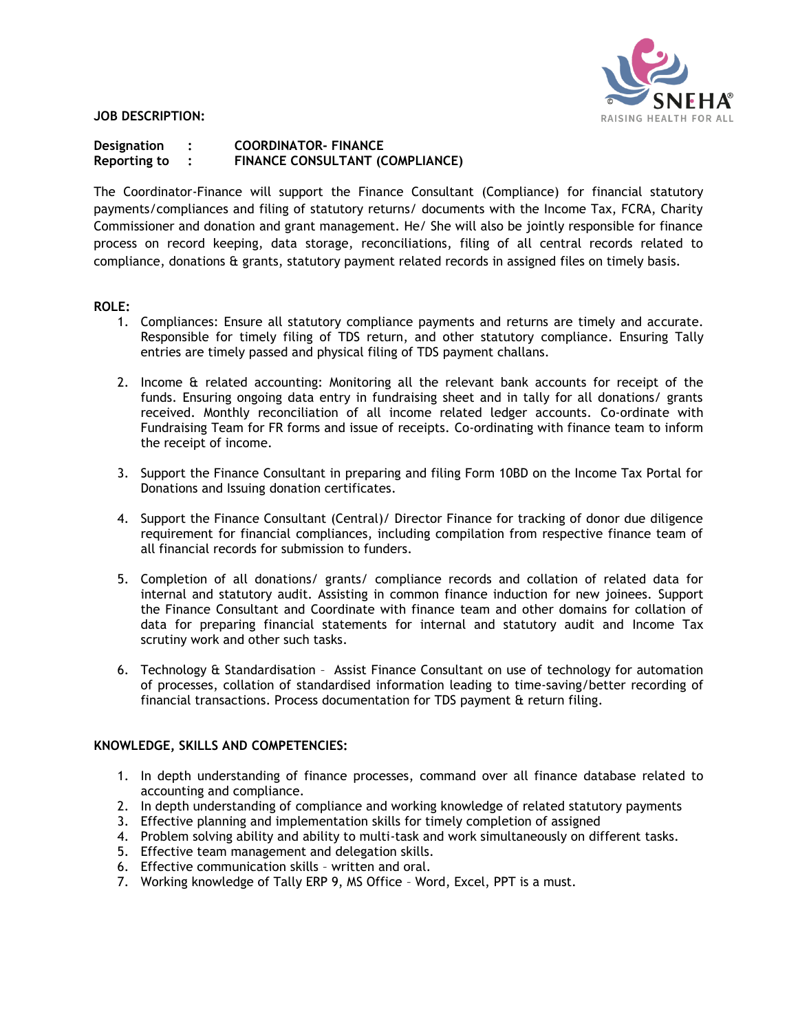**JOB DESCRIPTION:**

**Designation : COORDINATOR- FINANCE**
**Reporting to : FINANCE CONSULTANT (COMPLIANCE)**

The Coordinator-Finance will support the Finance Consultant (Compliance) for financial statutory payments/compliances and filing of statutory returns/ documents with the Income Tax, FCRA, Charity Commissioner and donation and grant management. He/ She will also be jointly responsible for finance process on record keeping, data storage, reconciliations, filing of all central records related to compliance, donations & grants, statutory payment related records in assigned files on timely basis.

**ROLE:**

1. Compliances: Ensure all statutory compliance payments and returns are timely and accurate. Responsible for timely filing of TDS return, and other statutory compliance. Ensuring Tally entries are timely passed and physical filing of TDS payment challans.

2. Income & related accounting: Monitoring all the relevant bank accounts for receipt of the funds. Ensuring ongoing data entry in fundraising sheet and in tally for all donations/ grants received. Monthly reconciliation of all income related ledger accounts. Co-ordinate with Fundraising Team for FR forms and issue of receipts. Co-ordinating with finance team to inform the receipt of income.

3. Support the Finance Consultant in preparing and filing Form 10BD on the Income Tax Portal for Donations and Issuing donation certificates.

4. Support the Finance Consultant (Central)/ Director Finance for tracking of donor due diligence requirement for financial compliances, including compilation from respective finance team of all financial records for submission to funders.

5. Completion of all donations/ grants/ compliance records and collation of related data for internal and statutory audit. Assisting in common finance induction for new joinees. Support the Finance Consultant and Coordinate with finance team and other domains for collation of data for preparing financial statements for internal and statutory audit and Income Tax scrutiny work and other such tasks.

6. Technology & Standardisation – Assist Finance Consultant on use of technology for automation of processes, collation of standardised information leading to time-saving/better recording of financial transactions. Process documentation for TDS payment & return filing.

**KNOWLEDGE, SKILLS AND COMPETENCIES:**

1. In depth understanding of finance processes, command over all finance database related to accounting and compliance.
2. In depth understanding of compliance and working knowledge of related statutory payments
3. Effective planning and implementation skills for timely completion of assigned
4. Problem solving ability and ability to multi-task and work simultaneously on different tasks.
5. Effective team management and delegation skills.
6. Effective communication skills – written and oral.
7. Working knowledge of Tally ERP 9, MS Office – Word, Excel, PPT is a must.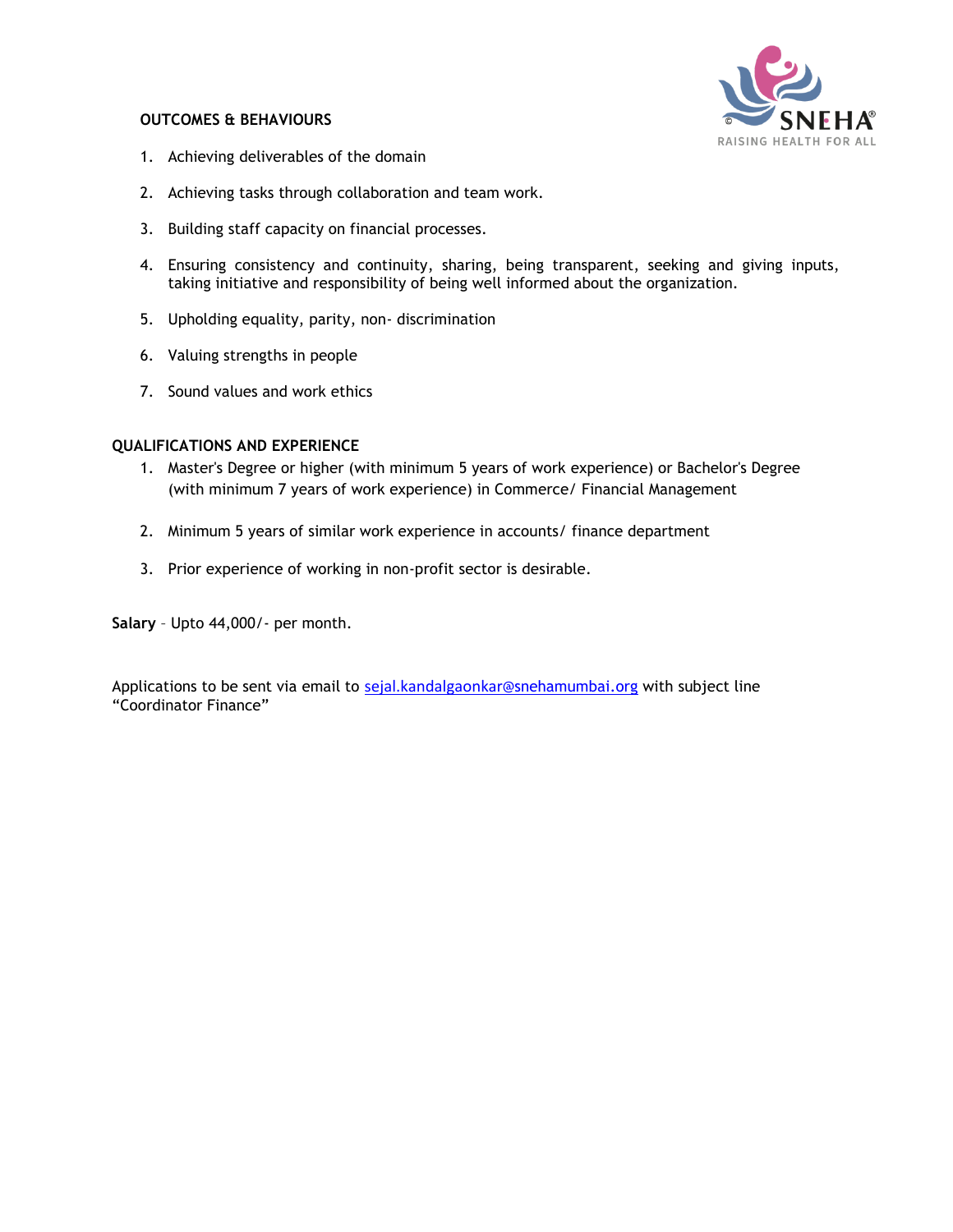**OUTCOMES & BEHAVIOURS**

1. Achieving deliverables of the domain

2. Achieving tasks through collaboration and team work.

3. Building staff capacity on financial processes.

4. Ensuring consistency and continuity, sharing, being transparent, seeking and giving inputs, taking initiative and responsibility of being well informed about the organization.

5. Upholding equality, parity, non- discrimination

6. Valuing strengths in people

7. Sound values and work ethics

**QUALIFICATIONS AND EXPERIENCE**

1. Master's Degree or higher (with minimum 5 years of work experience) or Bachelor's Degree (with minimum 7 years of work experience) in Commerce/ Financial Management

2. Minimum 5 years of similar work experience in accounts/ finance department

3. Prior experience of working in non-profit sector is desirable.

**Salary** – Upto 44,000/- per month.

Applications to be sent via email to sejal.kandalgaonkar@snehamumbai.org with subject line "Coordinator Finance"